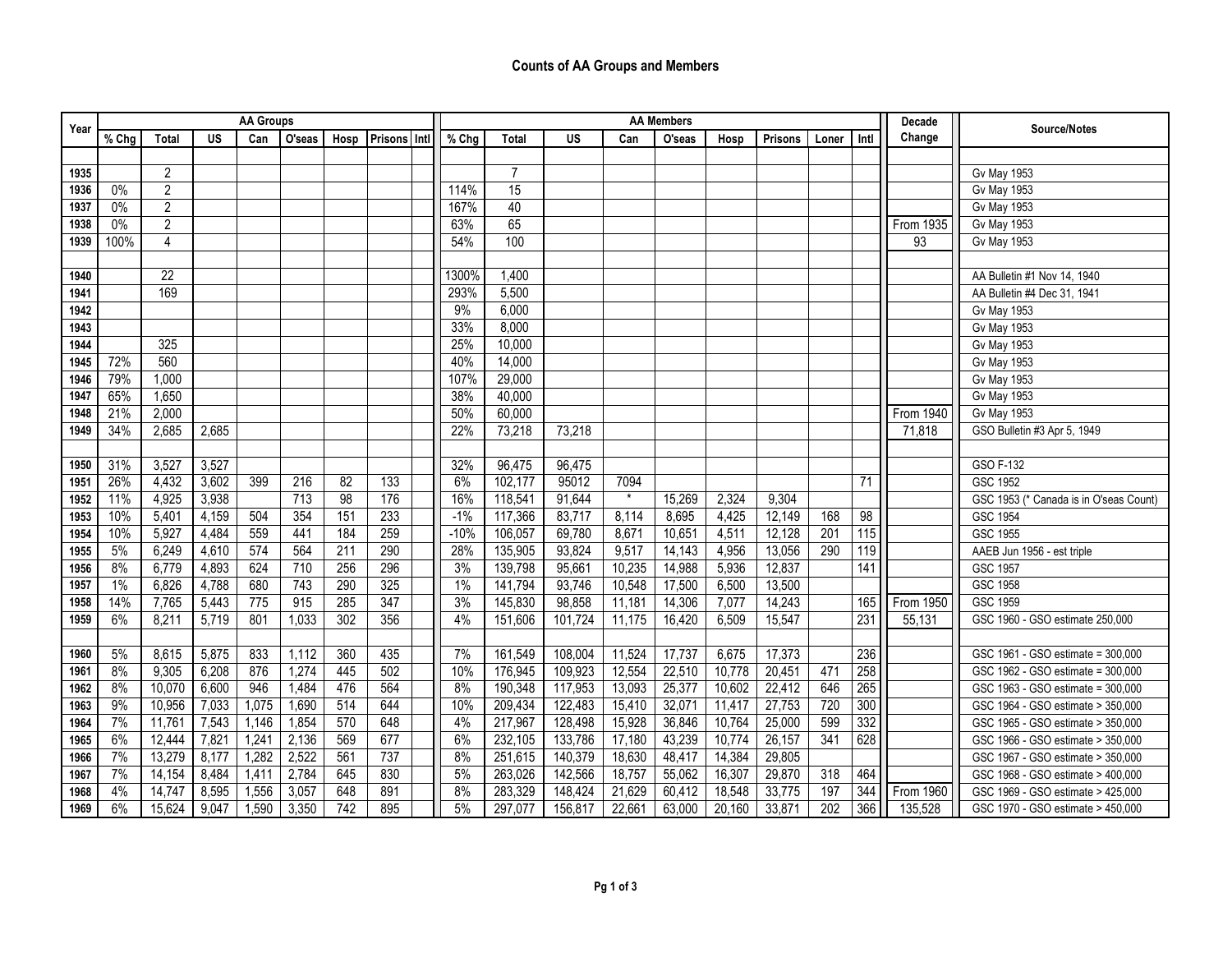# Counts of AA Groups and Members

| Year | AA Groups | | | | | | | | AA Members | | | | | | | | | Decade Change | Source/Notes |
|---|---|---|---|---|---|---|---|---|---|---|---|---|---|---|---|---|---|---|---|
| | % Chg | Total | US | Can | O'seas | Hosp | Prisons | Intl | % Chg | Total | US | Can | O'seas | Hosp | Prisons | Loner | Intl | | |
| 1935 | | 2 | | | | | | | | 7 | | | | | | | | | Gv May 1953 |
| 1936 | 0% | 2 | | | | | | | 114% | 15 | | | | | | | | | Gv May 1953 |
| 1937 | 0% | 2 | | | | | | | 167% | 40 | | | | | | | | | Gv May 1953 |
| 1938 | 0% | 2 | | | | | | | 63% | 65 | | | | | | | | From 1935 | Gv May 1953 |
| 1939 | 100% | 4 | | | | | | | 54% | 100 | | | | | | | | 93 | Gv May 1953 |
| 1940 | | 22 | | | | | | | 1300% | 1,400 | | | | | | | | | AA Bulletin #1 Nov 14, 1940 |
| 1941 | | 169 | | | | | | | 293% | 5,500 | | | | | | | | | AA Bulletin #4 Dec 31, 1941 |
| 1942 | | | | | | | | | 9% | 6,000 | | | | | | | | | Gv May 1953 |
| 1943 | | | | | | | | | 33% | 8,000 | | | | | | | | | Gv May 1953 |
| 1944 | | 325 | | | | | | | 25% | 10,000 | | | | | | | | | Gv May 1953 |
| 1945 | 72% | 560 | | | | | | | 40% | 14,000 | | | | | | | | | Gv May 1953 |
| 1946 | 79% | 1,000 | | | | | | | 107% | 29,000 | | | | | | | | | Gv May 1953 |
| 1947 | 65% | 1,650 | | | | | | | 38% | 40,000 | | | | | | | | | Gv May 1953 |
| 1948 | 21% | 2,000 | | | | | | | 50% | 60,000 | | | | | | | | From 1940 | Gv May 1953 |
| 1949 | 34% | 2,685 | 2,685 | | | | | | 22% | 73,218 | 73,218 | | | | | | | 71,818 | GSO Bulletin #3 Apr 5, 1949 |
| 1950 | 31% | 3,527 | 3,527 | | | | | | 32% | 96,475 | 96,475 | | | | | | | | GSO F-132 |
| 1951 | 26% | 4,432 | 3,602 | 399 | 216 | 82 | 133 | | 6% | 102,177 | 95012 | 7094 | | | | | 71 | | GSC 1952 |
| 1952 | 11% | 4,925 | 3,938 | | 713 | 98 | 176 | | 16% | 118,541 | 91,644 | * | 15,269 | 2,324 | 9,304 | | | | GSC 1953 (* Canada is in O'seas Count) |
| 1953 | 10% | 5,401 | 4,159 | 504 | 354 | 151 | 233 | | -1% | 117,366 | 83,717 | 8,114 | 8,695 | 4,425 | 12,149 | 168 | 98 | | GSC 1954 |
| 1954 | 10% | 5,927 | 4,484 | 559 | 441 | 184 | 259 | | -10% | 106,057 | 69,780 | 8,671 | 10,651 | 4,511 | 12,128 | 201 | 115 | | GSC 1955 |
| 1955 | 5% | 6,249 | 4,610 | 574 | 564 | 211 | 290 | | 28% | 135,905 | 93,824 | 9,517 | 14,143 | 4,956 | 13,056 | 290 | 119 | | AAEB Jun 1956 - est triple |
| 1956 | 8% | 6,779 | 4,893 | 624 | 710 | 256 | 296 | | 3% | 139,798 | 95,661 | 10,235 | 14,988 | 5,936 | 12,837 | | 141 | | GSC 1957 |
| 1957 | 1% | 6,826 | 4,788 | 680 | 743 | 290 | 325 | | 1% | 141,794 | 93,746 | 10,548 | 17,500 | 6,500 | 13,500 | | | | GSC 1958 |
| 1958 | 14% | 7,765 | 5,443 | 775 | 915 | 285 | 347 | | 3% | 145,830 | 98,858 | 11,181 | 14,306 | 7,077 | 14,243 | | 165 | From 1950 | GSC 1959 |
| 1959 | 6% | 8,211 | 5,719 | 801 | 1,033 | 302 | 356 | | 4% | 151,606 | 101,724 | 11,175 | 16,420 | 6,509 | 15,547 | | 231 | 55,131 | GSC 1960 - GSO estimate 250,000 |
| 1960 | 5% | 8,615 | 5,875 | 833 | 1,112 | 360 | 435 | | 7% | 161,549 | 108,004 | 11,524 | 17,737 | 6,675 | 17,373 | | 236 | | GSC 1961 - GSO estimate = 300,000 |
| 1961 | 8% | 9,305 | 6,208 | 876 | 1,274 | 445 | 502 | | 10% | 176,945 | 109,923 | 12,554 | 22,510 | 10,778 | 20,451 | 471 | 258 | | GSC 1962 - GSO estimate = 300,000 |
| 1962 | 8% | 10,070 | 6,600 | 946 | 1,484 | 476 | 564 | | 8% | 190,348 | 117,953 | 13,093 | 25,377 | 10,602 | 22,412 | 646 | 265 | | GSC 1963 - GSO estimate = 300,000 |
| 1963 | 9% | 10,956 | 7,033 | 1,075 | 1,690 | 514 | 644 | | 10% | 209,434 | 122,483 | 15,410 | 32,071 | 11,417 | 27,753 | 720 | 300 | | GSC 1964 - GSO estimate > 350,000 |
| 1964 | 7% | 11,761 | 7,543 | 1,146 | 1,854 | 570 | 648 | | 4% | 217,967 | 128,498 | 15,928 | 36,846 | 10,764 | 25,000 | 599 | 332 | | GSC 1965 - GSO estimate > 350,000 |
| 1965 | 6% | 12,444 | 7,821 | 1,241 | 2,136 | 569 | 677 | | 6% | 232,105 | 133,786 | 17,180 | 43,239 | 10,774 | 26,157 | 341 | 628 | | GSC 1966 - GSO estimate > 350,000 |
| 1966 | 7% | 13,279 | 8,177 | 1,282 | 2,522 | 561 | 737 | | 8% | 251,615 | 140,379 | 18,630 | 48,417 | 14,384 | 29,805 | | | | GSC 1967 - GSO estimate > 350,000 |
| 1967 | 7% | 14,154 | 8,484 | 1,411 | 2,784 | 645 | 830 | | 5% | 263,026 | 142,566 | 18,757 | 55,062 | 16,307 | 29,870 | 318 | 464 | | GSC 1968 - GSO estimate > 400,000 |
| 1968 | 4% | 14,747 | 8,595 | 1,556 | 3,057 | 648 | 891 | | 8% | 283,329 | 148,424 | 21,629 | 60,412 | 18,548 | 33,775 | 197 | 344 | From 1960 | GSC 1969 - GSO estimate > 425,000 |
| 1969 | 6% | 15,624 | 9,047 | 1,590 | 3,350 | 742 | 895 | | 5% | 297,077 | 156,817 | 22,661 | 63,000 | 20,160 | 33,871 | 202 | 366 | 135,528 | GSC 1970 - GSO estimate > 450,000 |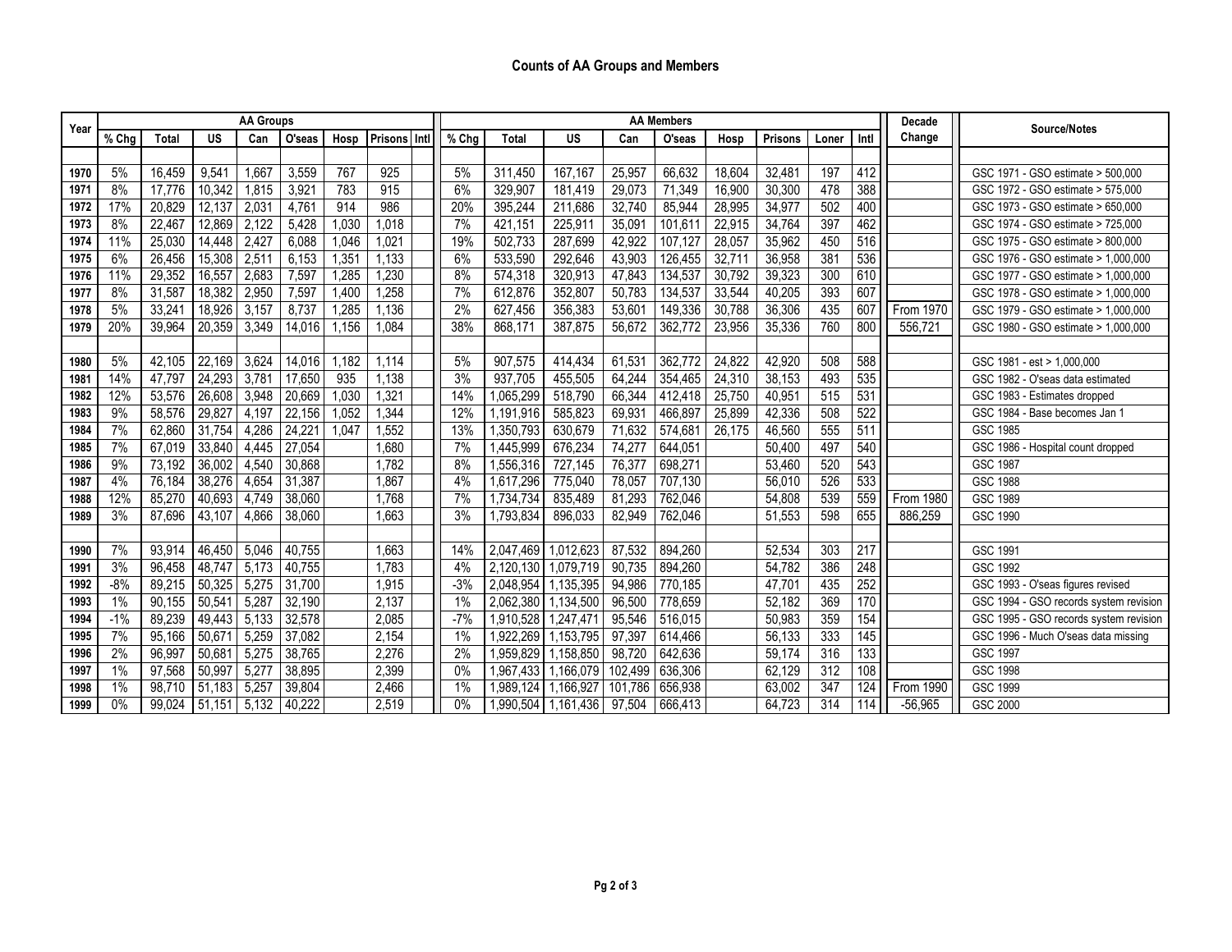# Counts of AA Groups and Members

| Year | AA Groups | | | | | | | | AA Members | | | | | | | | | Decade Change | Source/Notes |
|---|---|---|---|---|---|---|---|---|---|---|---|---|---|---|---|---|---|---|---|
| | % Chg | Total | US | Can | O'seas | Hosp | Prisons | Intl | % Chg | Total | US | Can | O'seas | Hosp | Prisons | Loner | Intl | | |
| 1970 | 5% | 16,459 | 9,541 | 1,667 | 3,559 | 767 | 925 | | 5% | 311,450 | 167,167 | 25,957 | 66,632 | 18,604 | 32,481 | 197 | 412 | | GSC 1971 - GSO estimate > 500,000 |
| 1971 | 8% | 17,776 | 10,342 | 1,815 | 3,921 | 783 | 915 | | 6% | 329,907 | 181,419 | 29,073 | 71,349 | 16,900 | 30,300 | 478 | 388 | | GSC 1972 - GSO estimate > 575,000 |
| 1972 | 17% | 20,829 | 12,137 | 2,031 | 4,761 | 914 | 986 | | 20% | 395,244 | 211,686 | 32,740 | 85,944 | 28,995 | 34,977 | 502 | 400 | | GSC 1973 - GSO estimate > 650,000 |
| 1973 | 8% | 22,467 | 12,869 | 2,122 | 5,428 | 1,030 | 1,018 | | 7% | 421,151 | 225,911 | 35,091 | 101,611 | 22,915 | 34,764 | 397 | 462 | | GSC 1974 - GSO estimate > 725,000 |
| 1974 | 11% | 25,030 | 14,448 | 2,427 | 6,088 | 1,046 | 1,021 | | 19% | 502,733 | 287,699 | 42,922 | 107,127 | 28,057 | 35,962 | 450 | 516 | | GSC 1975 - GSO estimate > 800,000 |
| 1975 | 6% | 26,456 | 15,308 | 2,511 | 6,153 | 1,351 | 1,133 | | 6% | 533,590 | 292,646 | 43,903 | 126,455 | 32,711 | 36,958 | 381 | 536 | | GSC 1976 - GSO estimate > 1,000,000 |
| 1976 | 11% | 29,352 | 16,557 | 2,683 | 7,597 | 1,285 | 1,230 | | 8% | 574,318 | 320,913 | 47,843 | 134,537 | 30,792 | 39,323 | 300 | 610 | | GSC 1977 - GSO estimate > 1,000,000 |
| 1977 | 8% | 31,587 | 18,382 | 2,950 | 7,597 | 1,400 | 1,258 | | 7% | 612,876 | 352,807 | 50,783 | 134,537 | 33,544 | 40,205 | 393 | 607 | | GSC 1978 - GSO estimate > 1,000,000 |
| 1978 | 5% | 33,241 | 18,926 | 3,157 | 8,737 | 1,285 | 1,136 | | 2% | 627,456 | 356,383 | 53,601 | 149,336 | 30,788 | 36,306 | 435 | 607 | From 1970 | GSC 1979 - GSO estimate > 1,000,000 |
| 1979 | 20% | 39,964 | 20,359 | 3,349 | 14,016 | 1,156 | 1,084 | | 38% | 868,171 | 387,875 | 56,672 | 362,772 | 23,956 | 35,336 | 760 | 800 | 556,721 | GSC 1980 - GSO estimate > 1,000,000 |
| | | | | | | | | | | | | | | | | | | | |
| 1980 | 5% | 42,105 | 22,169 | 3,624 | 14,016 | 1,182 | 1,114 | | 5% | 907,575 | 414,434 | 61,531 | 362,772 | 24,822 | 42,920 | 508 | 588 | | GSC 1981 - est > 1,000,000 |
| 1981 | 14% | 47,797 | 24,293 | 3,781 | 17,650 | 935 | 1,138 | | 3% | 937,705 | 455,505 | 64,244 | 354,465 | 24,310 | 38,153 | 493 | 535 | | GSC 1982 - O'seas data estimated |
| 1982 | 12% | 53,576 | 26,608 | 3,948 | 20,669 | 1,030 | 1,321 | | 14% | 1,065,299 | 518,790 | 66,344 | 412,418 | 25,750 | 40,951 | 515 | 531 | | GSC 1983 - Estimates dropped |
| 1983 | 9% | 58,576 | 29,827 | 4,197 | 22,156 | 1,052 | 1,344 | | 12% | 1,191,916 | 585823 | 69,931 | 466,897 | 25,899 | 42,336 | 508 | 522 | | GSC 1984 - Base becomes Jan 1 |
| 1984 | 7% | 62,860 | 31,754 | 4,286 | 24,221 | 1,047 | 1,552 | | 13% | 1,350,793 | 630,679 | 71,632 | 574,681 | 26,175 | 46,560 | 555 | 511 | | GSC 1985 |
| 1985 | 7% | 67,019 | 33,840 | 4,445 | 27,054 | | 1,680 | | 7% | 1,445,999 | 676,234 | 74,277 | 644,051 | | 50,400 | 497 | 540 | | GSC 1986 - Hospital count dropped |
| 1986 | 9% | 73,192 | 36,002 | 4,540 | 30,868 | | 1,782 | | 8% | 1,556,316 | 727,145 | 76,377 | 698,271 | | 53,460 | 520 | 543 | | GSC 1987 |
| 1987 | 4% | 76,184 | 38,276 | 4,654 | 31,387 | | 1,867 | | 4% | 1,617,296 | 775,040 | 78,057 | 707,130 | | 56,010 | 526 | 533 | | GSC 1988 |
| 1988 | 12% | 85,270 | 40,693 | 4,749 | 38,060 | | 1,768 | | 7% | 1,734,734 | 835,489 | 81,293 | 762,046 | | 54,808 | 539 | 559 | From 1980 | GSC 1989 |
| 1989 | 3% | 87,696 | 43,107 | 4,866 | 38,060 | | 1,663 | | 3% | 1,793,834 | 896,033 | 82,949 | 762,046 | | 51,553 | 598 | 655 | 886,259 | GSC 1990 |
| | | | | | | | | | | | | | | | | | | | |
| 1990 | 7% | 93,914 | 46,450 | 5,046 | 40,755 | | 1,663 | | 14% | 2,047,469 | 1,012,623 | 87,532 | 894,260 | | 52,534 | 303 | 217 | | GSC 1991 |
| 1991 | 3% | 96,458 | 48,747 | 5,173 | 40,755 | | 1,783 | | 4% | 2,120,130 | 1,079,719 | 90,735 | 894,260 | | 54,782 | 386 | 248 | | GSC 1992 |
| 1992 | -8% | 89,215 | 50,325 | 5,275 | 31,700 | | 1,915 | | -3% | 2,048,954 | 1,135,395 | 94,986 | 770,185 | | 47,701 | 435 | 252 | | GSC 1993 - O'seas figures revised |
| 1993 | 1% | 90,155 | 50,541 | 5,287 | 32,190 | | 2,137 | | 1% | 2,062,380 | 1,134,500 | 96,500 | 778,659 | | 52,182 | 369 | 170 | | GSC 1994 - GSO records system revision |
| 1994 | -1% | 89,239 | 49,443 | 5,133 | 32,578 | | 2,085 | | -7% | 1,910,528 | 1,247,471 | 95,546 | 516,015 | | 50,983 | 359 | 154 | | GSC 1995 - GSO records system revision |
| 1995 | 7% | 95,166 | 50,671 | 5,259 | 37,082 | | 2,154 | | 1% | 1,922,269 | 1,153,795 | 97,397 | 614,466 | | 56,133 | 333 | 145 | | GSC 1996 - Much O'seas data missing |
| 1996 | 2% | 96,997 | 50,681 | 5,275 | 38,765 | | 2,276 | | 2% | 1,959,829 | 1,158,850 | 98,720 | 642,636 | | 59,174 | 316 | 133 | | GSC 1997 |
| 1997 | 1% | 97,568 | 50,997 | 5,277 | 38,895 | | 2,399 | | 0% | 1,967,433 | 1,166,079 | 102,499 | 636,306 | | 62,129 | 312 | 108 | | GSC 1998 |
| 1998 | 1% | 98,710 | 51,183 | 5,257 | 39,804 | | 2,466 | | 1% | 1,989,124 | 1,166,927 | 101,786 | 656,938 | | 63,002 | 347 | 124 | From 1990 | GSC 1999 |
| 1999 | 0% | 99,024 | 51,151 | 5,132 | 40,222 | | 2,519 | | 0% | 1,990,504 | 1,161,436 | 97,504 | 666,413 | | 64,723 | 314 | 114 | -56,965 | GSC 2000 |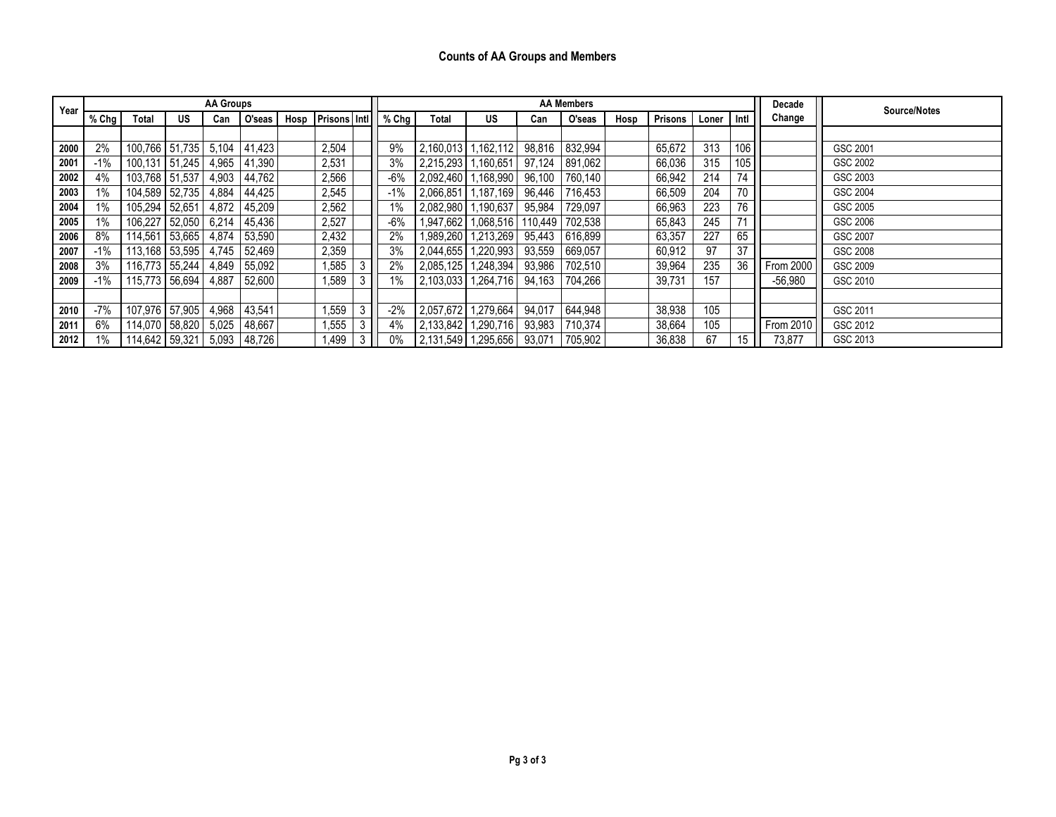## Counts of AA Groups and Members

| Year | AA Groups | | | | | | | | AA Members | | | | | | | | | Decade | Source/Notes |
|---|---|---|---|---|---|---|---|---|---|---|---|---|---|---|---|---|---|---|---|
| | % Chg | Total | US | Can | O'seas | Hosp | Prisons | Intl | % Chg | Total | US | Can | O'seas | Hosp | Prisons | Loner | Intl | Change | |
| | | | | | | | | | | | | | | | | | | | |
| 2000 | 2% | 100,766 | 51,735 | 5,104 | 41,423 | | 2,504 | | 9% | 2,160,013 | 1,162,112 | 98,816 | 832,994 | | 65,672 | 313 | 106 | | GSC 2001 |
| 2001 | -1% | 100,131 | 51,245 | 4,965 | 41,390 | | 2,531 | | 3% | 2,215,293 | 1,160,651 | 97,124 | 891,062 | | 66,036 | 315 | 105 | | GSC 2002 |
| 2002 | 4% | 103,768 | 51,537 | 4,903 | 44,762 | | 2,566 | | -6% | 2,092,460 | 1,168,990 | 96,100 | 760,140 | | 66,942 | 214 | 74 | | GSC 2003 |
| 2003 | 1% | 104,589 | 52,735 | 4,884 | 44,425 | | 2,545 | | -1% | 2,066,851 | 1,187,169 | 96,446 | 716,453 | | 66,509 | 204 | 70 | | GSC 2004 |
| 2004 | 1% | 105,294 | 52,651 | 4,872 | 45,209 | | 2,562 | | 1% | 2,082,980 | 1,190,637 | 95,984 | 729,097 | | 66,963 | 223 | 76 | | GSC 2005 |
| 2005 | 1% | 106,227 | 52,050 | 6,214 | 45,436 | | 2,527 | | -6% | 1,947,662 | 1,068,516 | 110,449 | 702,538 | | 65,843 | 245 | 71 | | GSC 2006 |
| 2006 | 8% | 114,561 | 53,665 | 4,874 | 53,590 | | 2,432 | | 2% | 1,989,260 | 1,213,269 | 95,443 | 616,899 | | 63,357 | 227 | 65 | | GSC 2007 |
| 2007 | -1% | 113,168 | 53,595 | 4,745 | 52,469 | | 2,359 | | 3% | 2,044,655 | 1,220,993 | 93,559 | 669,057 | | 60,912 | 97 | 37 | | GSC 2008 |
| 2008 | 3% | 116,773 | 55,244 | 4,849 | 55,092 | | 1,585 | 3 | 2% | 2,085,125 | 1,248,394 | 93,986 | 702,510 | | 39,964 | 235 | 36 | From 2000 | GSC 2009 |
| 2009 | -1% | 115,773 | 56,694 | 4,887 | 52,600 | | 1,589 | 3 | 1% | 2,103,033 | 1,264,716 | 94,163 | 704,266 | | 39,731 | 157 | | -56,980 | GSC 2010 |
| | | | | | | | | | | | | | | | | | | | |
| 2010 | -7% | 107,976 | 57,905 | 4,968 | 43,541 | | 1,559 | 3 | -2% | 2,057,672 | 1,279,664 | 94,017 | 644,948 | | 38,938 | 105 | | | GSC 2011 |
| 2011 | 6% | 114,070 | 58,820 | 5,025 | 48,667 | | 1,555 | 3 | 4% | 2,133,842 | 1,290,716 | 93,983 | 710,374 | | 38,664 | 105 | | From 2010 | GSC 2012 |
| 2012 | 1% | 114,642 | 59,321 | 5,093 | 48,726 | | 1,499 | 3 | 0% | 2,131,549 | 1,295,656 | 93,071 | 705,902 | | 36,838 | 67 | 15 | 73,877 | GSC 2013 |